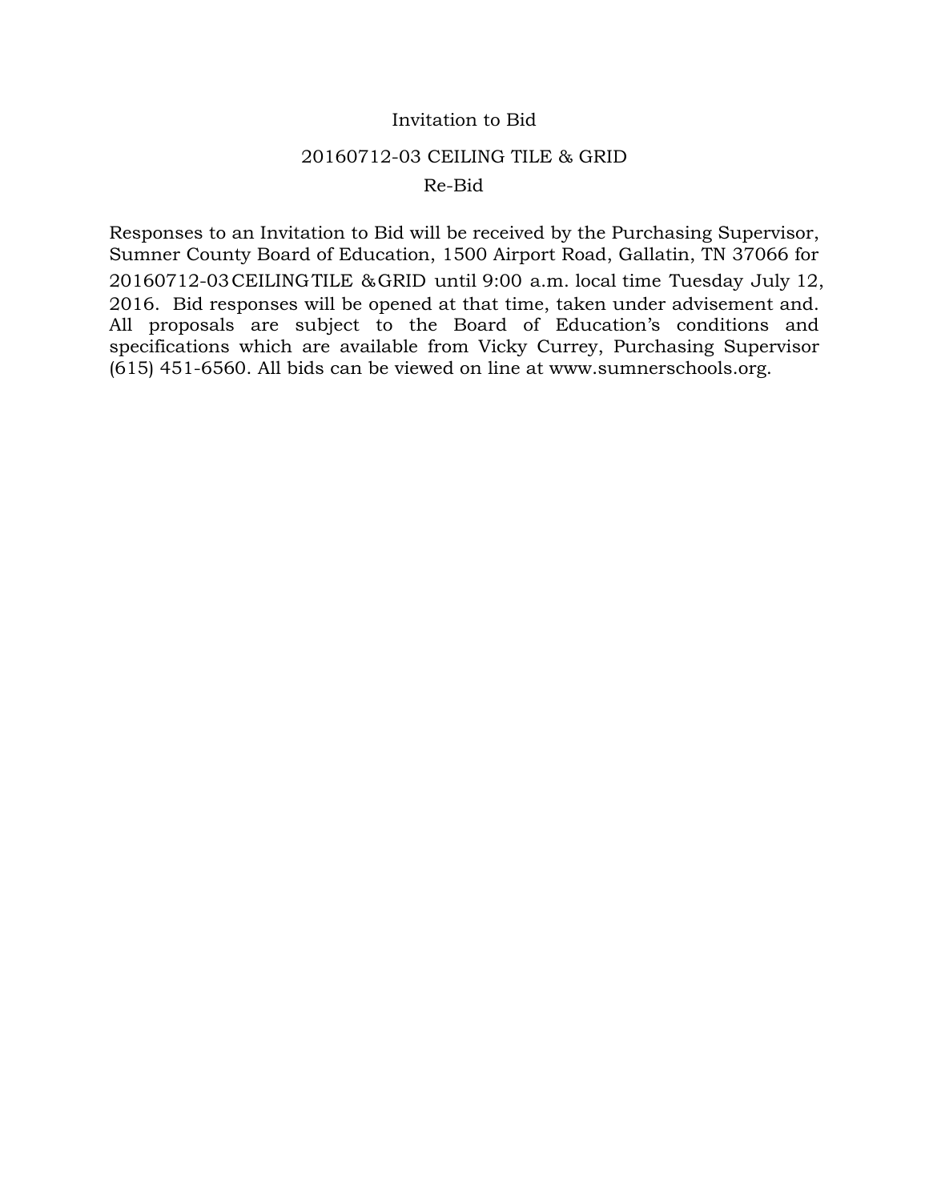# Invitation to Bid

## 20160712-03 CEILING TILE & GRID

### Re-Bid

Responses to an Invitation to Bid will be received by the Purchasing Supervisor, Sumner County Board of Education, 1500 Airport Road, Gallatin, TN 37066 for 20160712-03 CEILING TILE & GRID until 9:00 a.m. local time Tuesday July 12, 2016. Bid responses will be opened at that time, taken under advisement and. All proposals are subject to the Board of Education's conditions and specifications which are available from Vicky Currey, Purchasing Supervisor (615) 451-6560. All bids can be viewed on line at www.sumnerschools.org.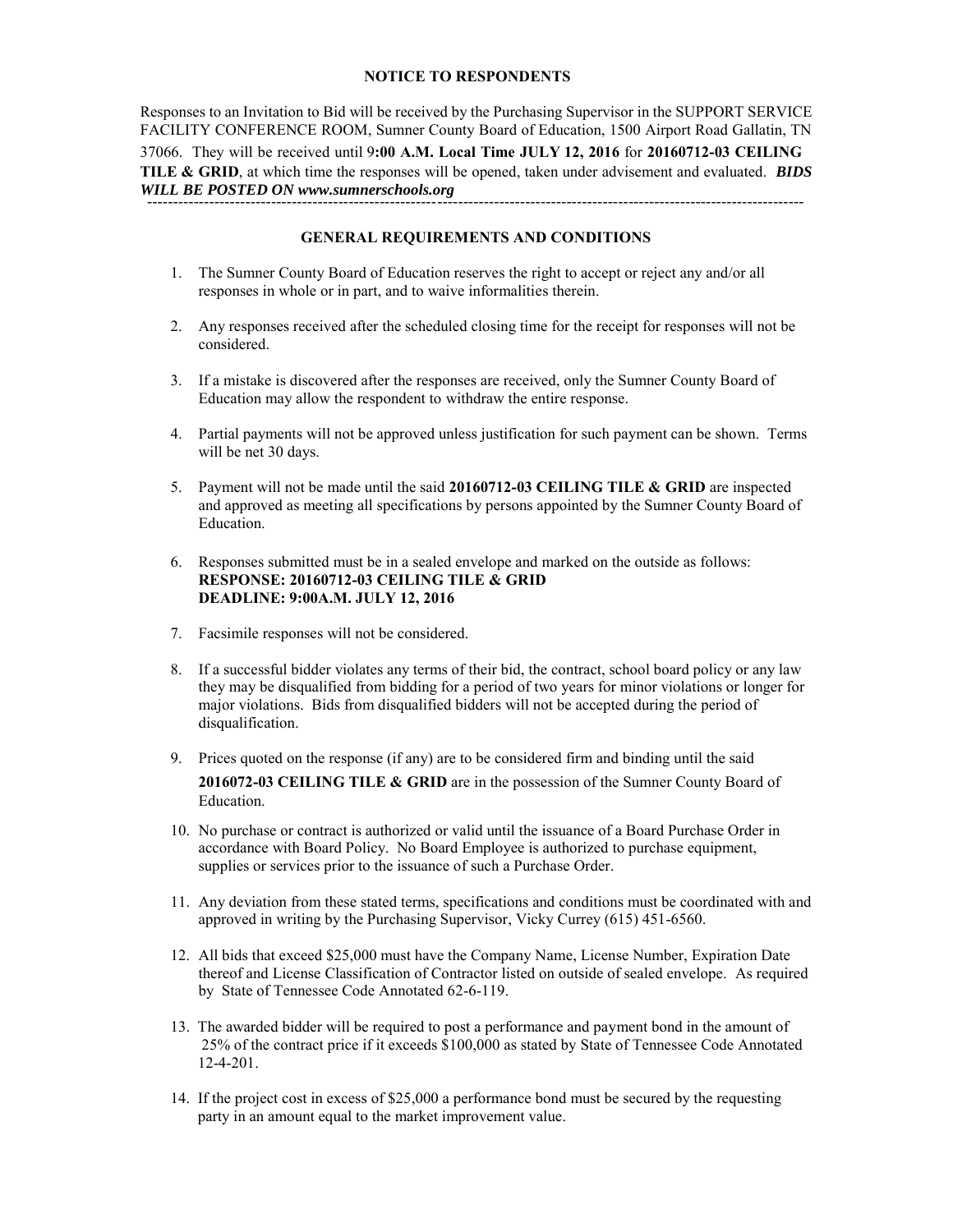**NOTICE TO RESPONDENTS**

Responses to an Invitation to Bid will be received by the Purchasing Supervisor in the SUPPORT SERVICE FACILITY CONFERENCE ROOM, Sumner County Board of Education, 1500 Airport Road Gallatin, TN 37066. They will be received until 9**:00 A.M. Local Time JULY 12, 2016** for **20160712-03 CEILING TILE & GRID**, at which time the responses will be opened, taken under advisement and evaluated. ***BIDS WILL BE POSTED ON www.sumnerschools.org***

---

**GENERAL REQUIREMENTS AND CONDITIONS**

1. The Sumner County Board of Education reserves the right to accept or reject any and/or all responses in whole or in part, and to waive informalities therein.

2. Any responses received after the scheduled closing time for the receipt for responses will not be considered.

3. If a mistake is discovered after the responses are received, only the Sumner County Board of Education may allow the respondent to withdraw the entire response.

4. Partial payments will not be approved unless justification for such payment can be shown. Terms will be net 30 days.

5. Payment will not be made until the said **20160712-03 CEILING TILE & GRID** are inspected and approved as meeting all specifications by persons appointed by the Sumner County Board of Education.

6. Responses submitted must be in a sealed envelope and marked on the outside as follows:
   **RESPONSE: 20160712-03 CEILING TILE & GRID**
   **DEADLINE: 9:00A.M. JULY 12, 2016**

7. Facsimile responses will not be considered.

8. If a successful bidder violates any terms of their bid, the contract, school board policy or any law they may be disqualified from bidding for a period of two years for minor violations or longer for major violations. Bids from disqualified bidders will not be accepted during the period of disqualification.

9. Prices quoted on the response (if any) are to be considered firm and binding until the said **2016072-03 CEILING TILE & GRID** are in the possession of the Sumner County Board of Education.

10. No purchase or contract is authorized or valid until the issuance of a Board Purchase Order in accordance with Board Policy. No Board Employee is authorized to purchase equipment, supplies or services prior to the issuance of such a Purchase Order.

11. Any deviation from these stated terms, specifications and conditions must be coordinated with and approved in writing by the Purchasing Supervisor, Vicky Currey (615) 451-6560.

12. All bids that exceed $25,000 must have the Company Name, License Number, Expiration Date thereof and License Classification of Contractor listed on outside of sealed envelope. As required by State of Tennessee Code Annotated 62-6-119.

13. The awarded bidder will be required to post a performance and payment bond in the amount of 25% of the contract price if it exceeds $100,000 as stated by State of Tennessee Code Annotated 12-4-201.

14. If the project cost in excess of $25,000 a performance bond must be secured by the requesting party in an amount equal to the market improvement value.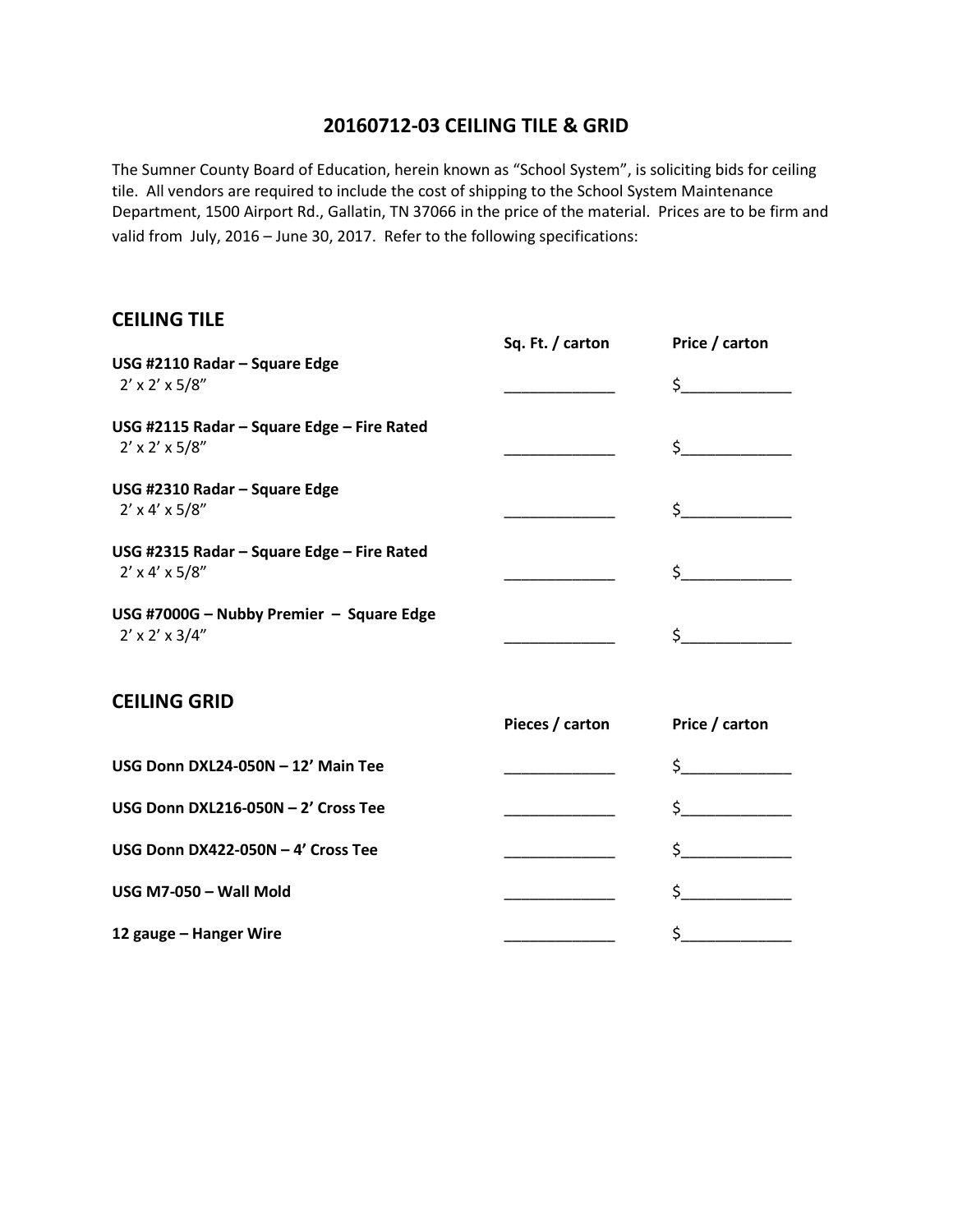# 20160712-03 CEILING TILE & GRID

The Sumner County Board of Education, herein known as "School System", is soliciting bids for ceiling tile. All vendors are required to include the cost of shipping to the School System Maintenance Department, 1500 Airport Rd., Gallatin, TN 37066 in the price of the material. Prices are to be firm and valid from July, 2016 – June 30, 2017. Refer to the following specifications:

## CEILING TILE

| | Sq. Ft. / carton | Price / carton |
|---|---|---|
| **USG #2110 Radar – Square Edge**<br>2' x 2' x 5/8" | _____________ | $_____________ |
| **USG #2115 Radar – Square Edge – Fire Rated**<br>2' x 2' x 5/8" | _____________ | $_____________ |
| **USG #2310 Radar – Square Edge**<br>2' x 4' x 5/8" | _____________ | $_____________ |
| **USG #2315 Radar – Square Edge – Fire Rated**<br>2' x 4' x 5/8" | _____________ | $_____________ |
| **USG #7000G – Nubby Premier – Square Edge**<br>2' x 2' x 3/4" | _____________ | $_____________ |

## CEILING GRID

| | Pieces / carton | Price / carton |
|---|---|---|
| **USG Donn DXL24-050N – 12' Main Tee** | _____________ | $_____________ |
| **USG Donn DXL216-050N – 2' Cross Tee** | _____________ | $_____________ |
| **USG Donn DX422-050N – 4' Cross Tee** | _____________ | $_____________ |
| **USG M7-050 – Wall Mold** | _____________ | $_____________ |
| **12 gauge – Hanger Wire** | _____________ | $_____________ |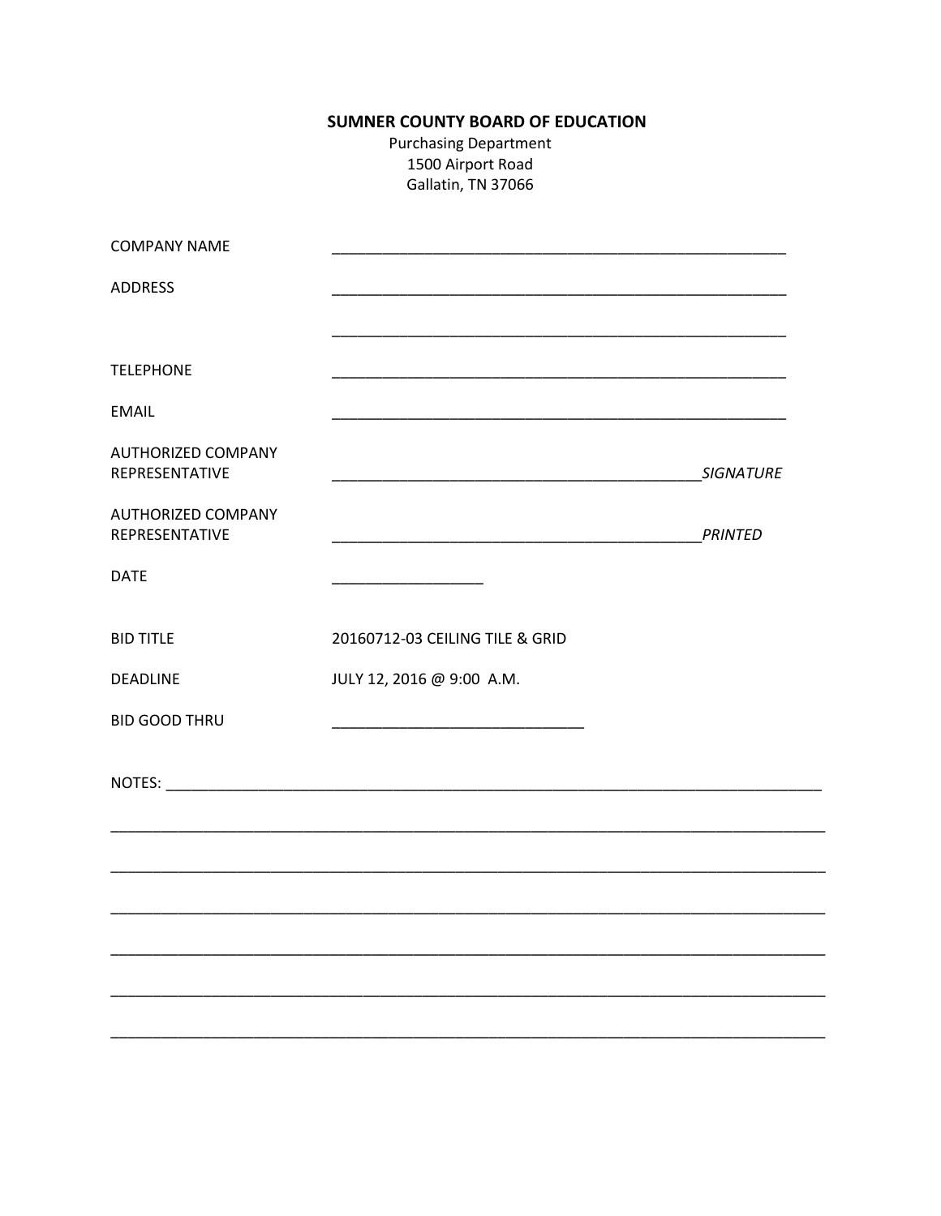**SUMNER COUNTY BOARD OF EDUCATION**

Purchasing Department
1500 Airport Road
Gallatin, TN 37066

COMPANY NAME _______________________________________________________

ADDRESS _______________________________________________________

_______________________________________________________

TELEPHONE _______________________________________________________

EMAIL _______________________________________________________

AUTHORIZED COMPANY REPRESENTATIVE ____________________________________________*SIGNATURE*

AUTHORIZED COMPANY REPRESENTATIVE ____________________________________________*PRINTED*

DATE __________________

BID TITLE 20160712-03 CEILING TILE & GRID

DEADLINE JULY 12, 2016 @ 9:00 A.M.

BID GOOD THRU ______________________________

NOTES: ________________________________________________________________________________

_____________________________________________________________________________________

_____________________________________________________________________________________

_____________________________________________________________________________________

_____________________________________________________________________________________

_____________________________________________________________________________________

_____________________________________________________________________________________